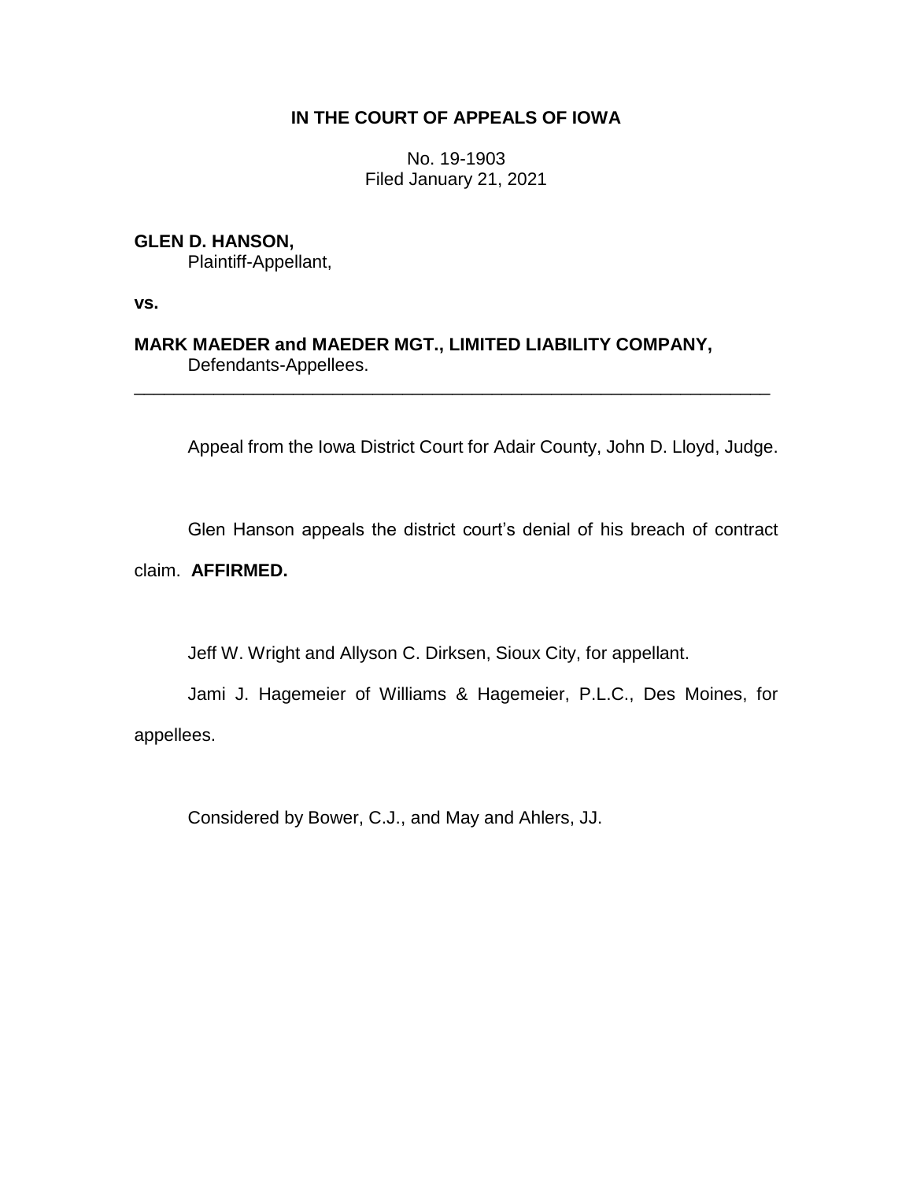# IN THE COURT OF APPEALS OF IOWA

No. 19-1903
Filed January 21, 2021

**GLEN D. HANSON,**
Plaintiff-Appellant,

**vs.**

**MARK MAEDER and MAEDER MGT., LIMITED LIABILITY COMPANY,**
Defendants-Appellees.

---

Appeal from the Iowa District Court for Adair County, John D. Lloyd, Judge.

Glen Hanson appeals the district court's denial of his breach of contract claim. **AFFIRMED.**

Jeff W. Wright and Allyson C. Dirksen, Sioux City, for appellant.

Jami J. Hagemeier of Williams & Hagemeier, P.L.C., Des Moines, for appellees.

Considered by Bower, C.J., and May and Ahlers, JJ.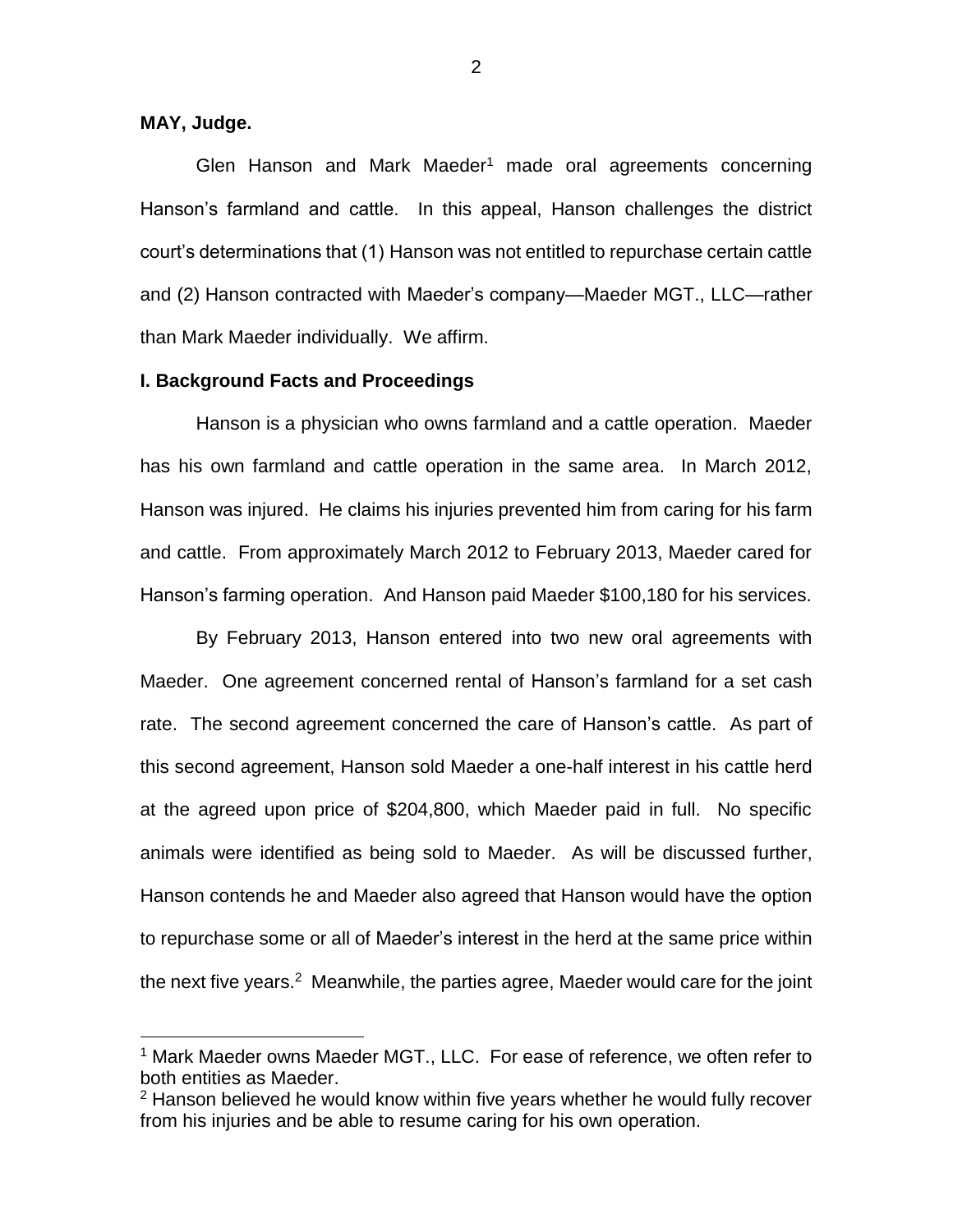**MAY, Judge.**

Glen Hanson and Mark Maeder[1] made oral agreements concerning Hanson's farmland and cattle. In this appeal, Hanson challenges the district court's determinations that (1) Hanson was not entitled to repurchase certain cattle and (2) Hanson contracted with Maeder's company—Maeder MGT., LLC—rather than Mark Maeder individually. We affirm.

**I. Background Facts and Proceedings**

Hanson is a physician who owns farmland and a cattle operation. Maeder has his own farmland and cattle operation in the same area. In March 2012, Hanson was injured. He claims his injuries prevented him from caring for his farm and cattle. From approximately March 2012 to February 2013, Maeder cared for Hanson's farming operation. And Hanson paid Maeder $100,180 for his services.

By February 2013, Hanson entered into two new oral agreements with Maeder. One agreement concerned rental of Hanson's farmland for a set cash rate. The second agreement concerned the care of Hanson's cattle. As part of this second agreement, Hanson sold Maeder a one-half interest in his cattle herd at the agreed upon price of $204,800, which Maeder paid in full. No specific animals were identified as being sold to Maeder. As will be discussed further, Hanson contends he and Maeder also agreed that Hanson would have the option to repurchase some or all of Maeder's interest in the herd at the same price within the next five years.[2] Meanwhile, the parties agree, Maeder would care for the joint

[1] Mark Maeder owns Maeder MGT., LLC. For ease of reference, we often refer to both entities as Maeder.

[2] Hanson believed he would know within five years whether he would fully recover from his injuries and be able to resume caring for his own operation.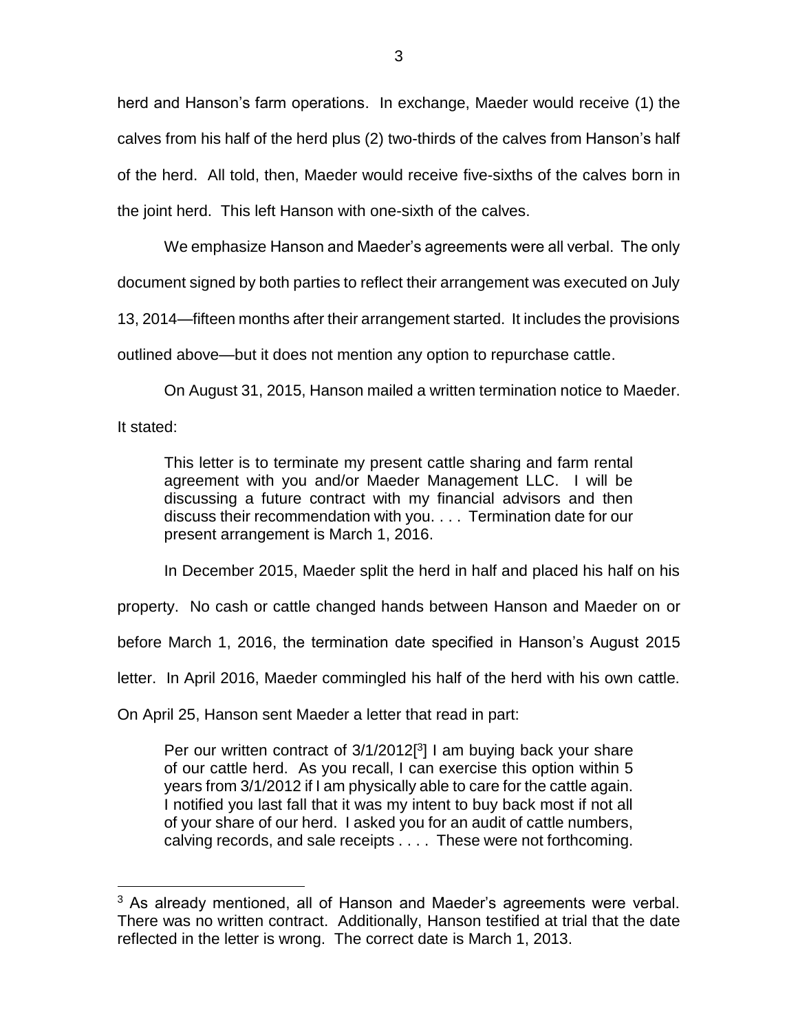herd and Hanson's farm operations. In exchange, Maeder would receive (1) the calves from his half of the herd plus (2) two-thirds of the calves from Hanson's half of the herd. All told, then, Maeder would receive five-sixths of the calves born in the joint herd. This left Hanson with one-sixth of the calves.

We emphasize Hanson and Maeder's agreements were all verbal. The only document signed by both parties to reflect their arrangement was executed on July 13, 2014—fifteen months after their arrangement started. It includes the provisions outlined above—but it does not mention any option to repurchase cattle.

On August 31, 2015, Hanson mailed a written termination notice to Maeder. It stated:

> This letter is to terminate my present cattle sharing and farm rental agreement with you and/or Maeder Management LLC. I will be discussing a future contract with my financial advisors and then discuss their recommendation with you. . . . Termination date for our present arrangement is March 1, 2016.

In December 2015, Maeder split the herd in half and placed his half on his property. No cash or cattle changed hands between Hanson and Maeder on or before March 1, 2016, the termination date specified in Hanson's August 2015 letter. In April 2016, Maeder commingled his half of the herd with his own cattle. On April 25, Hanson sent Maeder a letter that read in part:

> Per our written contract of 3/1/2012[3] I am buying back your share of our cattle herd. As you recall, I can exercise this option within 5 years from 3/1/2012 if I am physically able to care for the cattle again. I notified you last fall that it was my intent to buy back most if not all of your share of our herd. I asked you for an audit of cattle numbers, calving records, and sale receipts . . . . These were not forthcoming.

[3] As already mentioned, all of Hanson and Maeder's agreements were verbal. There was no written contract. Additionally, Hanson testified at trial that the date reflected in the letter is wrong. The correct date is March 1, 2013.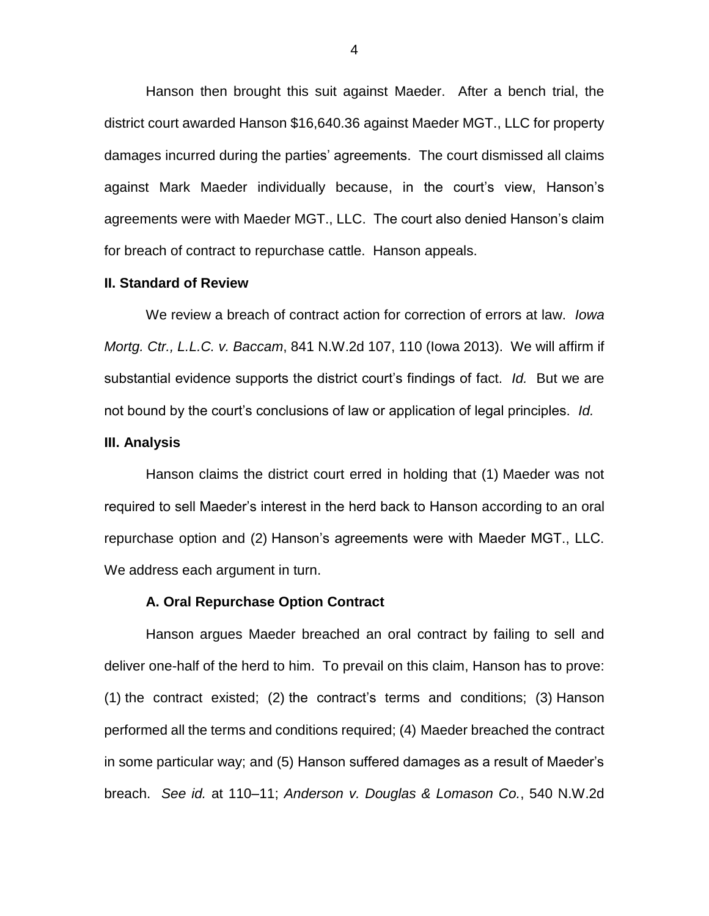Hanson then brought this suit against Maeder. After a bench trial, the district court awarded Hanson $16,640.36 against Maeder MGT., LLC for property damages incurred during the parties' agreements. The court dismissed all claims against Mark Maeder individually because, in the court's view, Hanson's agreements were with Maeder MGT., LLC. The court also denied Hanson's claim for breach of contract to repurchase cattle. Hanson appeals.

## II. Standard of Review

We review a breach of contract action for correction of errors at law. *Iowa Mortg. Ctr., L.L.C. v. Baccam*, 841 N.W.2d 107, 110 (Iowa 2013). We will affirm if substantial evidence supports the district court's findings of fact. *Id.* But we are not bound by the court's conclusions of law or application of legal principles. *Id.*

## III. Analysis

Hanson claims the district court erred in holding that (1) Maeder was not required to sell Maeder's interest in the herd back to Hanson according to an oral repurchase option and (2) Hanson's agreements were with Maeder MGT., LLC. We address each argument in turn.

### A. Oral Repurchase Option Contract

Hanson argues Maeder breached an oral contract by failing to sell and deliver one-half of the herd to him. To prevail on this claim, Hanson has to prove: (1) the contract existed; (2) the contract's terms and conditions; (3) Hanson performed all the terms and conditions required; (4) Maeder breached the contract in some particular way; and (5) Hanson suffered damages as a result of Maeder's breach. *See id.* at 110–11; *Anderson v. Douglas & Lomason Co.*, 540 N.W.2d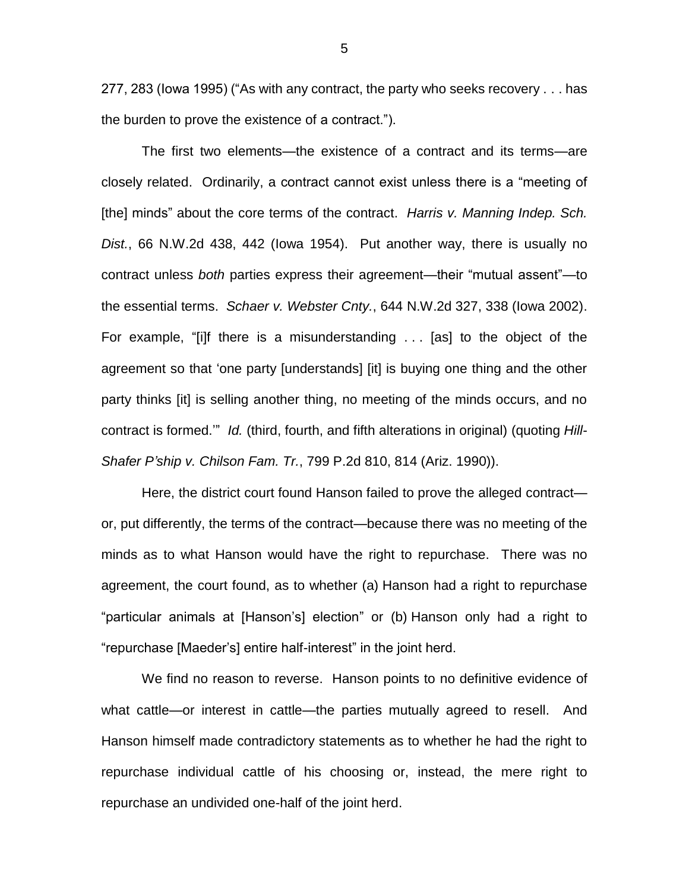277, 283 (Iowa 1995) ("As with any contract, the party who seeks recovery . . . has the burden to prove the existence of a contract.").

The first two elements—the existence of a contract and its terms—are closely related. Ordinarily, a contract cannot exist unless there is a "meeting of [the] minds" about the core terms of the contract. *Harris v. Manning Indep. Sch. Dist.*, 66 N.W.2d 438, 442 (Iowa 1954). Put another way, there is usually no contract unless *both* parties express their agreement—their "mutual assent"—to the essential terms. *Schaer v. Webster Cnty.*, 644 N.W.2d 327, 338 (Iowa 2002). For example, "[i]f there is a misunderstanding . . . [as] to the object of the agreement so that 'one party [understands] [it] is buying one thing and the other party thinks [it] is selling another thing, no meeting of the minds occurs, and no contract is formed.'" *Id.* (third, fourth, and fifth alterations in original) (quoting *Hill-Shafer P'ship v. Chilson Fam. Tr.*, 799 P.2d 810, 814 (Ariz. 1990)).

Here, the district court found Hanson failed to prove the alleged contract—or, put differently, the terms of the contract—because there was no meeting of the minds as to what Hanson would have the right to repurchase. There was no agreement, the court found, as to whether (a) Hanson had a right to repurchase "particular animals at [Hanson's] election" or (b) Hanson only had a right to "repurchase [Maeder's] entire half-interest" in the joint herd.

We find no reason to reverse. Hanson points to no definitive evidence of what cattle—or interest in cattle—the parties mutually agreed to resell. And Hanson himself made contradictory statements as to whether he had the right to repurchase individual cattle of his choosing or, instead, the mere right to repurchase an undivided one-half of the joint herd.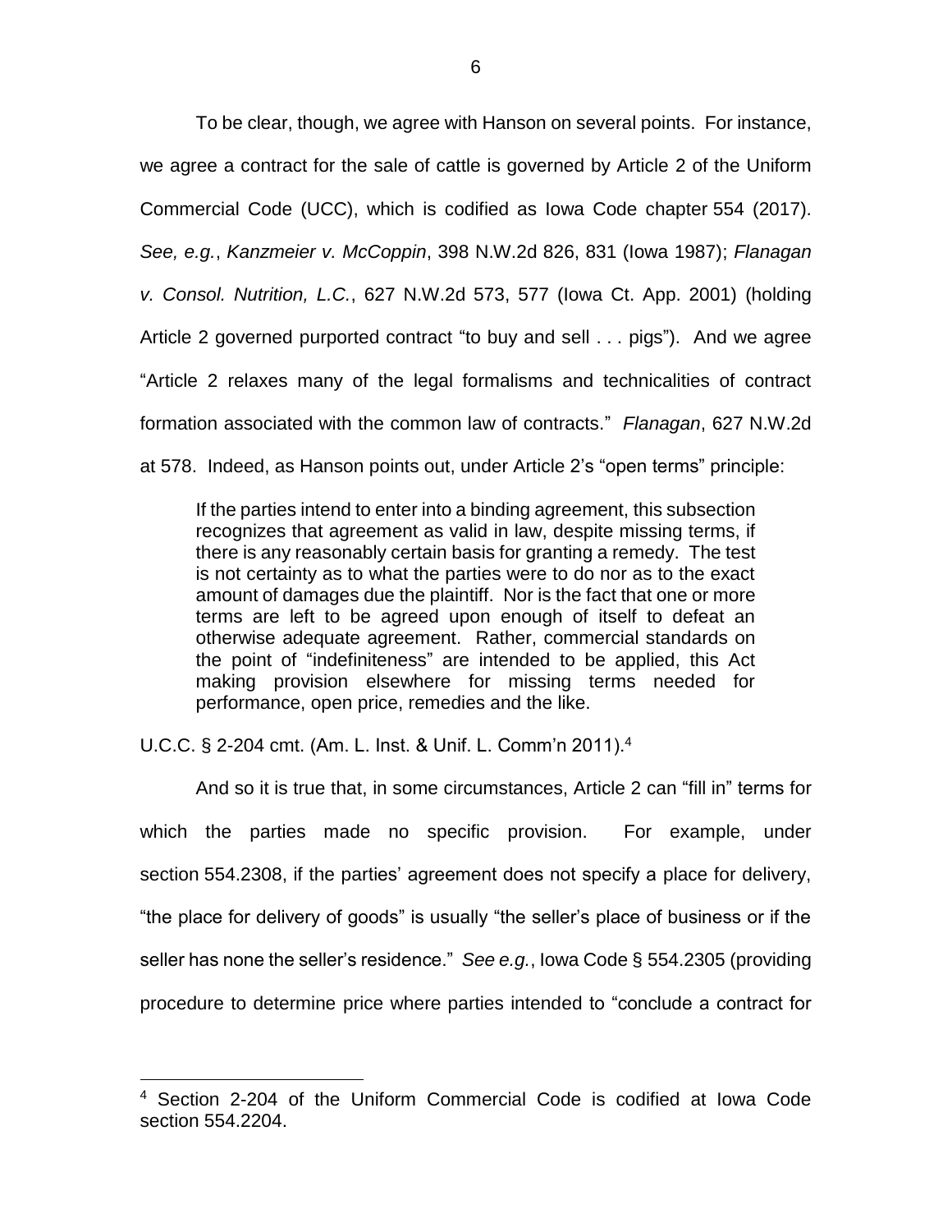To be clear, though, we agree with Hanson on several points. For instance, we agree a contract for the sale of cattle is governed by Article 2 of the Uniform Commercial Code (UCC), which is codified as Iowa Code chapter 554 (2017). *See, e.g.*, *Kanzmeier v. McCoppin*, 398 N.W.2d 826, 831 (Iowa 1987); *Flanagan v. Consol. Nutrition, L.C.*, 627 N.W.2d 573, 577 (Iowa Ct. App. 2001) (holding Article 2 governed purported contract "to buy and sell . . . pigs"). And we agree "Article 2 relaxes many of the legal formalisms and technicalities of contract formation associated with the common law of contracts." *Flanagan*, 627 N.W.2d at 578. Indeed, as Hanson points out, under Article 2's "open terms" principle:

> If the parties intend to enter into a binding agreement, this subsection recognizes that agreement as valid in law, despite missing terms, if there is any reasonably certain basis for granting a remedy. The test is not certainty as to what the parties were to do nor as to the exact amount of damages due the plaintiff. Nor is the fact that one or more terms are left to be agreed upon enough of itself to defeat an otherwise adequate agreement. Rather, commercial standards on the point of "indefiniteness" are intended to be applied, this Act making provision elsewhere for missing terms needed for performance, open price, remedies and the like.

U.C.C. § 2-204 cmt. (Am. L. Inst. & Unif. L. Comm'n 2011).[4]

And so it is true that, in some circumstances, Article 2 can "fill in" terms for which the parties made no specific provision. For example, under section 554.2308, if the parties' agreement does not specify a place for delivery, "the place for delivery of goods" is usually "the seller's place of business or if the seller has none the seller's residence." *See e.g.*, Iowa Code § 554.2305 (providing procedure to determine price where parties intended to "conclude a contract for

---

[4] Section 2-204 of the Uniform Commercial Code is codified at Iowa Code section 554.2204.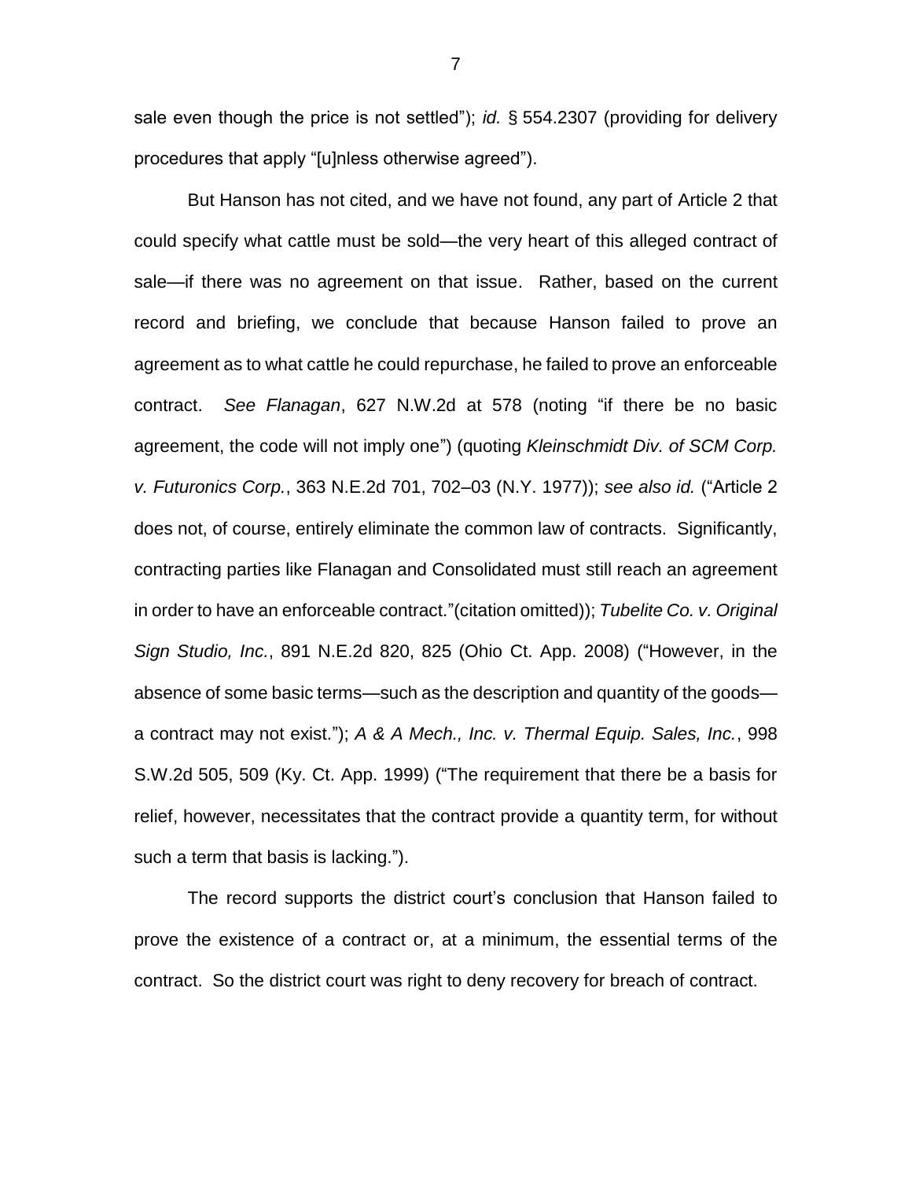sale even though the price is not settled"); *id.* § 554.2307 (providing for delivery procedures that apply "[u]nless otherwise agreed").

But Hanson has not cited, and we have not found, any part of Article 2 that could specify what cattle must be sold—the very heart of this alleged contract of sale—if there was no agreement on that issue. Rather, based on the current record and briefing, we conclude that because Hanson failed to prove an agreement as to what cattle he could repurchase, he failed to prove an enforceable contract. *See Flanagan*, 627 N.W.2d at 578 (noting "if there be no basic agreement, the code will not imply one") (quoting *Kleinschmidt Div. of SCM Corp. v. Futuronics Corp.*, 363 N.E.2d 701, 702–03 (N.Y. 1977)); *see also id.* ("Article 2 does not, of course, entirely eliminate the common law of contracts. Significantly, contracting parties like Flanagan and Consolidated must still reach an agreement in order to have an enforceable contract."(citation omitted)); *Tubelite Co. v. Original Sign Studio, Inc.*, 891 N.E.2d 820, 825 (Ohio Ct. App. 2008) ("However, in the absence of some basic terms—such as the description and quantity of the goods—a contract may not exist."); *A & A Mech., Inc. v. Thermal Equip. Sales, Inc.*, 998 S.W.2d 505, 509 (Ky. Ct. App. 1999) ("The requirement that there be a basis for relief, however, necessitates that the contract provide a quantity term, for without such a term that basis is lacking.").

The record supports the district court's conclusion that Hanson failed to prove the existence of a contract or, at a minimum, the essential terms of the contract. So the district court was right to deny recovery for breach of contract.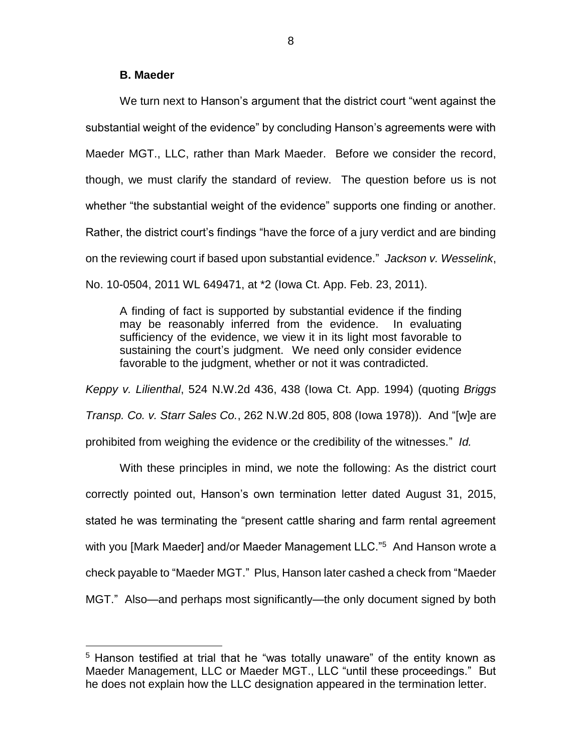### B. Maeder

We turn next to Hanson's argument that the district court "went against the substantial weight of the evidence" by concluding Hanson's agreements were with Maeder MGT., LLC, rather than Mark Maeder. Before we consider the record, though, we must clarify the standard of review. The question before us is not whether "the substantial weight of the evidence" supports one finding or another. Rather, the district court's findings "have the force of a jury verdict and are binding on the reviewing court if based upon substantial evidence." *Jackson v. Wesselink*, No. 10-0504, 2011 WL 649471, at *2 (Iowa Ct. App. Feb. 23, 2011).

> A finding of fact is supported by substantial evidence if the finding may be reasonably inferred from the evidence. In evaluating sufficiency of the evidence, we view it in its light most favorable to sustaining the court's judgment. We need only consider evidence favorable to the judgment, whether or not it was contradicted.

*Keppy v. Lilienthal*, 524 N.W.2d 436, 438 (Iowa Ct. App. 1994) (quoting *Briggs Transp. Co. v. Starr Sales Co.*, 262 N.W.2d 805, 808 (Iowa 1978)). And "[w]e are prohibited from weighing the evidence or the credibility of the witnesses." *Id.*

With these principles in mind, we note the following: As the district court correctly pointed out, Hanson's own termination letter dated August 31, 2015, stated he was terminating the "present cattle sharing and farm rental agreement with you [Mark Maeder] and/or Maeder Management LLC."[5] And Hanson wrote a check payable to "Maeder MGT." Plus, Hanson later cashed a check from "Maeder MGT." Also—and perhaps most significantly—the only document signed by both

[5] Hanson testified at trial that he "was totally unaware" of the entity known as Maeder Management, LLC or Maeder MGT., LLC "until these proceedings." But he does not explain how the LLC designation appeared in the termination letter.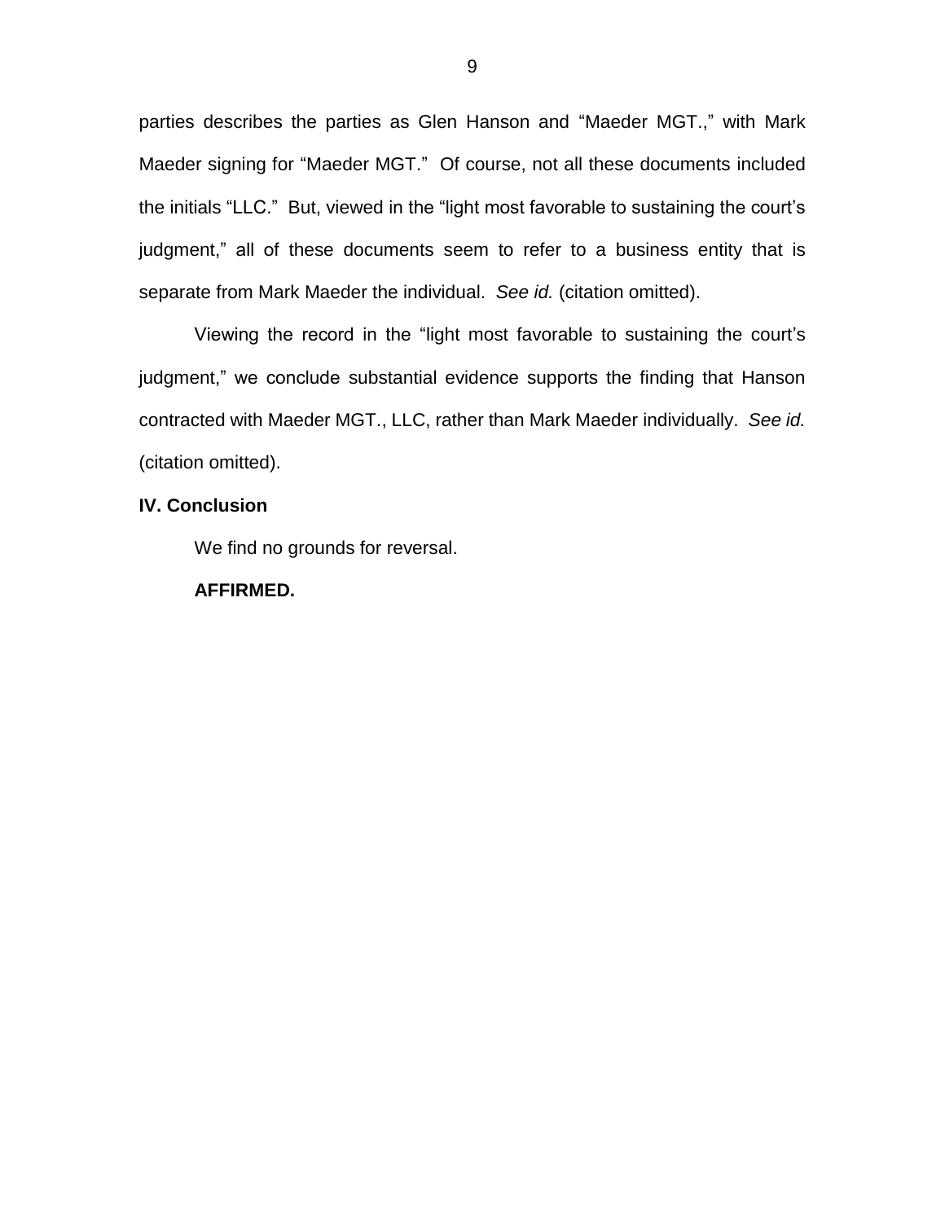parties describes the parties as Glen Hanson and "Maeder MGT.," with Mark Maeder signing for "Maeder MGT." Of course, not all these documents included the initials "LLC." But, viewed in the "light most favorable to sustaining the court's judgment," all of these documents seem to refer to a business entity that is separate from Mark Maeder the individual. *See id.* (citation omitted).

Viewing the record in the "light most favorable to sustaining the court's judgment," we conclude substantial evidence supports the finding that Hanson contracted with Maeder MGT., LLC, rather than Mark Maeder individually. *See id.* (citation omitted).

## IV. Conclusion

We find no grounds for reversal.

**AFFIRMED.**